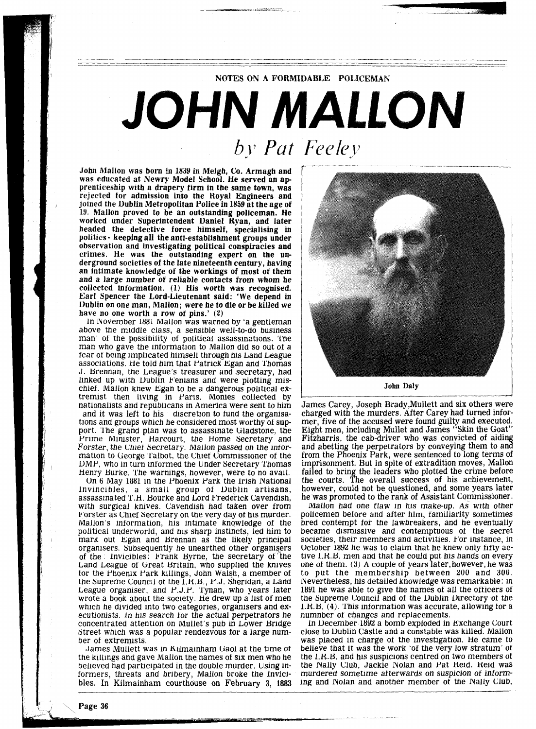NOTES ON A FORMIDABLE POLICEMAN

# JOHN MALLON

## *by Pat Feeley*

**John Mallon was born in 1839 in Meigh, Co. Armagh and was educated at Newry Model School. He served an apprenticeship with a drapery firm in the same town, was rejected for admission into the Royal Engineers and joined the Dublin Metropolitan Police in 1859 at the age of 19. Mallon proved to be an outstanding policeman. He worked under Superintendent Daniel Ryan, and later headed the detective force himself, specialising in politics - keeping all the anti-establishment groups under observation and investigating political conspiracies and crimes. He was the outstanding expert on the underground societies of the late nineteenth century, having an intimate knowledge of the workings of most of them and a large number of reliable contacts from whom he collected information. (1) His worth was recognised. Earl Spencer the Lord-Lieutenant said: 'We depend in Dublin on one man, Mallon; were he to die or be killed we have no one worth a row of pins.' (2)**

In November 1881 Mallon was warned by 'a gentleman above the middle class, a sensible well-to-do business man' of the possibility of political assassinations. The man who gave the information to Mallon did so out of a fear of being implicated himself through his Land League associations. He told him that Patrick Egan and Thomas J. Brennan, the League's treasurer and secretary, had linked up with Dublin Fenians and were plotting mischief. Mallon knew Egan to be a dangerous political extremist then living in Paris. Monies collected by nationalists and republicans in America were sent to him and it was left to his discretion to fund the organisations and groups which he considered most worthy of support. The grand plan was to assassinate Gladstone, the Prime Minister, Harcourt, the Home Secretary and Forster, the Chief Secretary. Mallon passed on the information to George Talbot, the Chief Commissioner of the DMP, who in turn informed the Under Secretary Thomas Henry Burke. The warnings, however, were to no avail.

On 6 May 1881 in the Phoenix Park the Irish National Invincibles, a small group of Dublin artisans, assassinated T.H. Bourke and Lord Frederick Cavendish, with surgical knives. Cavendish had taken over from Forster as Chief Secretary on the very day of his murder. Mallon's information, his intimate knowledge of the political underworld, and his sharp instincts, led him to mark out Egan and Brennan as the likely principal organisers. Subsequently he unearthed other organisers of the Invicibles: Frank Byrne, the secretary of the Land League of Great Britain, who supplied the knives for the Phoenix Park killings, John Walsh, a member of the Supreme Council of the I.R.B., P.J. Sheridan, a Land League organiser, and P.J.P. Tynan, who years later wrote a book about the society. He drew up a list of men which he divided into two categories, organisers and executionists. In his search for the actual perpetrators he concentrated attention on Mullet's pub in Lower Bridge Street which was a popular rendezvous for a large number of extremists.

James Mullett was in Kilmainham Gaol at the time of the killings and gave Mallon the names of six men who he believed had participated in the double murder. Using informers, threats and bribery, Mallon broke the Invicibles. In Kilmainham courthouse on February 3, 1883 James Carey, Joseph Brady,Mullett and six others were charged with the murders. After Carey had turned informer, five of the accused were found guilty and executed. Eight men, including Mullet and James "Skin the Goat" Fitzharris, the cab-driver who was convicted of aiding and abetting the perpetrators by conveying them to and from the Phoenix Park, were sentenced to long terms of imprisonment. But in spite of extradition moves, Mallon failed to bring the leaders who plotted the crime before the courts. The overall success of his achievement, however, could not be questioned, and some years later he was promoted to the rank of Assistant Commissioner.

John Daly

Mallon had one flaw in his make-up. As with other policemen before and after him, familiarity sometimes bred contempt for the lawbreakers, and he eventually became dismissive and contemptuous of the secret societies, their members and activities. For instance, in October 1892 he was to claim that he knew only fifty active I.R.B. men and that he could put his hands on every one of them. (3) A couple of years later, however, he was to put the membership between 200 and 300. Nevertheless, his detailed knowledge was remarkable: in 1891 he was able to give the names of all the officers of the Supreme Council and of the Dublin Directory of the I.R.B. (4). This information was accurate, allowing for a numnber of changes and replacements.

In December 1892 a bomb exploded in Exchange Court close to Dublin Castle and a constable was killed. Mallon was placed in charge of the investigation. He came to believe that it was the work 'of the very low stratum' of the I.R.B. and his suspicions centred on two members of the Nally Club, Jackie Nolan and Pat Reid. Reid was murdered sometime afterwards on suspicion of informing and Nolan and another member of the Nally Club,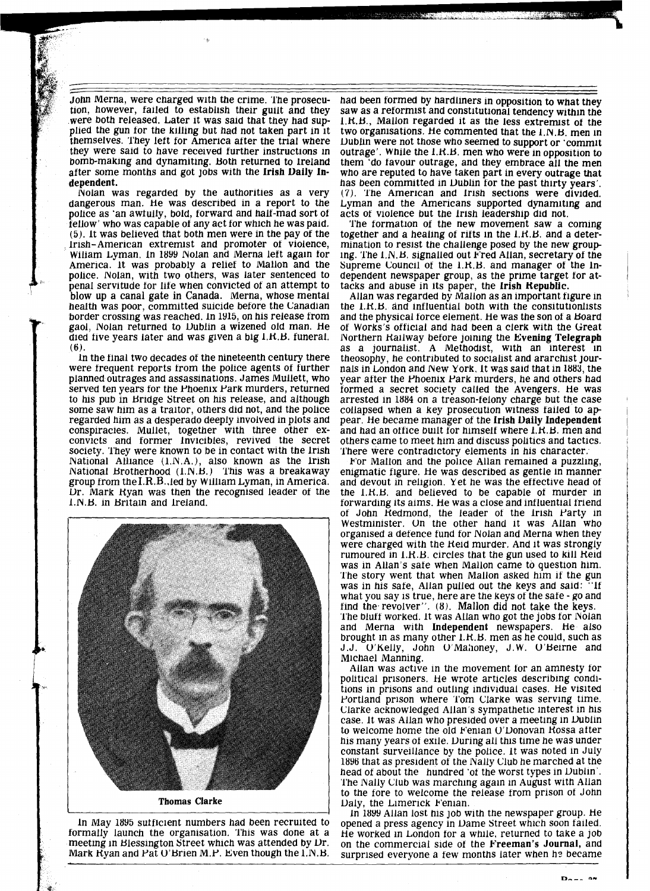John Merna, were charged with the crime. The prosecution, however, failed to establish their guilt and they were both released. Later it was said that they had supplied the gun for the killing but had not taken part in it themselves. They left for America after the trial where they were said to have received further instructions in bomb-making and dynamiting. Both returned to Ireland after some months and got jobs with the **Irish Daily Independent.**

Nolan was regarded by the authorities as a very dangerous man. He was described in a report to the police as 'an awfully, bold, forward and half-mad sort of fellow' who was capable of any act for which he was paid. (5). It was believed that both men were in the pay of the Irish-American extremist and promoter of violence, William Lyman. In 1899 Nolan and Merna left again for America. It was probably a relief to Mallon and the police. Nolan, with two others, was later sentenced to penal servitude for life when convicted of an attempt to blow up a canal gate in Canada. Merna, whose mental health was poor, committed suicide before the Canadian border crossing was reached. In 1915, on his release from gaol, Nolan returned to Dublin a wizened old man. He died five years later and was given a big I.R.B. funeral. (6).

In the final two decades of the nineteenth century there were frequent reports from the police agents of further planned outrages and assassinations. James Mullett, who served ten years for the Phoenix Park murders, returned to his pub in Bridge Street on his release, and although some saw him as a traitor, others did not, and the police regarded him as a desperado deeply involved in plots and conspiracies. Mullet, together with three other ex-convicts and former Invicibles, revived the secret society. They were known to be in contact with the Irish National Alliance (I.N.A.), also known as the Irish National Brotherhood (I.N.B.) This was a breakaway group from the I.R.B., led by William Lyman, in America. Dr. Mark Ryan was then the recognised leader of the I.N.B. in Britain and Ireland.

**Thomas Clarke**

In May 1895 sufficient numbers had been recruited to formally launch the organisation. This was done at a meeting in Blessington Street which was attended by Dr. Mark Ryan and Pat O'Brien M.P. Even though the I.N.B. had been formed by hardliners in opposition to what they saw as a reformist and constitutional tendency within the I.R.B., Mallon regarded it as the less extremist of the two organisations. He commented that the I.N.B. men in Dublin were not those who seemed to support or 'commit outrage'. While the I.R.B. men who were in opposition to them 'do favour outrage, and they embrace all the men who are reputed to have taken part in every outrage that has been committed in Dublin for the past thirty years'. (7). The American and Irish sections were divided. Lyman and the Americans supported dynamiting and acts of violence but the Irish leadership did not.

The formation of the new movement saw a coming together and a healing of rifts in the I.R.B. and a determination to resist the challenge posed by the new grouping. The I.N.B. signalled out Fred Allan, secretary of the Supreme Council of the I.R.B. and manager of the Independent newspaper group, as the prime target for attacks and abuse in its paper, the **Irish Republic.**

Allan was regarded by Mallon as an important figure in the I.R.B. and influential both with the consitutionlists and the physical force element. He was the son of a Board of Works's official and had been a clerk with the Great Northern Railway before joining the **Evening Telegraph** as a journalist. A Methodist, with an interest in theosophy, he contributed to socialist and ararchist journals in London and New York. It was said that in 1883, the year after the Phoenix Park murders, he and others had formed a secret society called the Avengers. He was arrested in 1884 on a treason-felony charge but the case collapsed when a key prosecution witness failed to appear. He became manager of the **Irish Daily Independent** and had an office built for himself where I.R.B. men and others came to meet him and discuss politics and tactics. There were contradictory elements in his character.

For Mallon and the police Allan remained a puzzling, enigmatic figure. He was described as gentle in manner and devout in religion. Yet he was the effective head of the I.R.B. and believed to be capable of murder in forwarding its aims. He was a close and influential friend of John Redmond, the leader of the Irish Party in Westminster. On the other hand it was Allan who organised a defence fund for Nolan and Merna when they were charged with the Reid murder. And it was strongly rumoured in I.R.B. circles that the gun used to kill Reid was in Allan's safe when Mallon came to question him. The story went that when Mallon asked him if the gun was in his safe, Allan pulled out the keys and said: "If what you say is true, here are the keys of the safe - go and find the revolver". (8). Mallon did not take the keys. The bluff worked. It was Allan who got the jobs for Nolan and Merna with **Independent** newspapers. He also brought in as many other I.R.B. men as he could, such as J.J. O'Kelly, John O'Mahoney, J.W. O'Beirne and Michael Manning.

Allan was active in the movement for an amnesty for political prisoners. He wrote articles describing conditions in prisons and outling individual cases. He visited Portland prison where Tom Clarke was serving time. Clarke acknowledged Allan's sympathetic interest in his case. It was Allan who presided over a meeting in Dublin to welcome home the old Fenian O'Donovan Rossa after his many years of exile. During all this time he was under constant surveillance by the police. It was noted in July 1896 that as president of the Nally Club he marched at the head of about the hundred 'of the worst types in Dublin'. The Nally Club was marching again in August with Allan to the fore to welcome the release from prison of John Daly, the Limerick Fenian.

In 1899 Allan lost his job with the newspaper group. He opened a press agency in Dame Street which soon failed. He worked in London for a while, returned to take a job on the commercial side of the **Freeman's Journal,** and surprised everyone a few months later when he became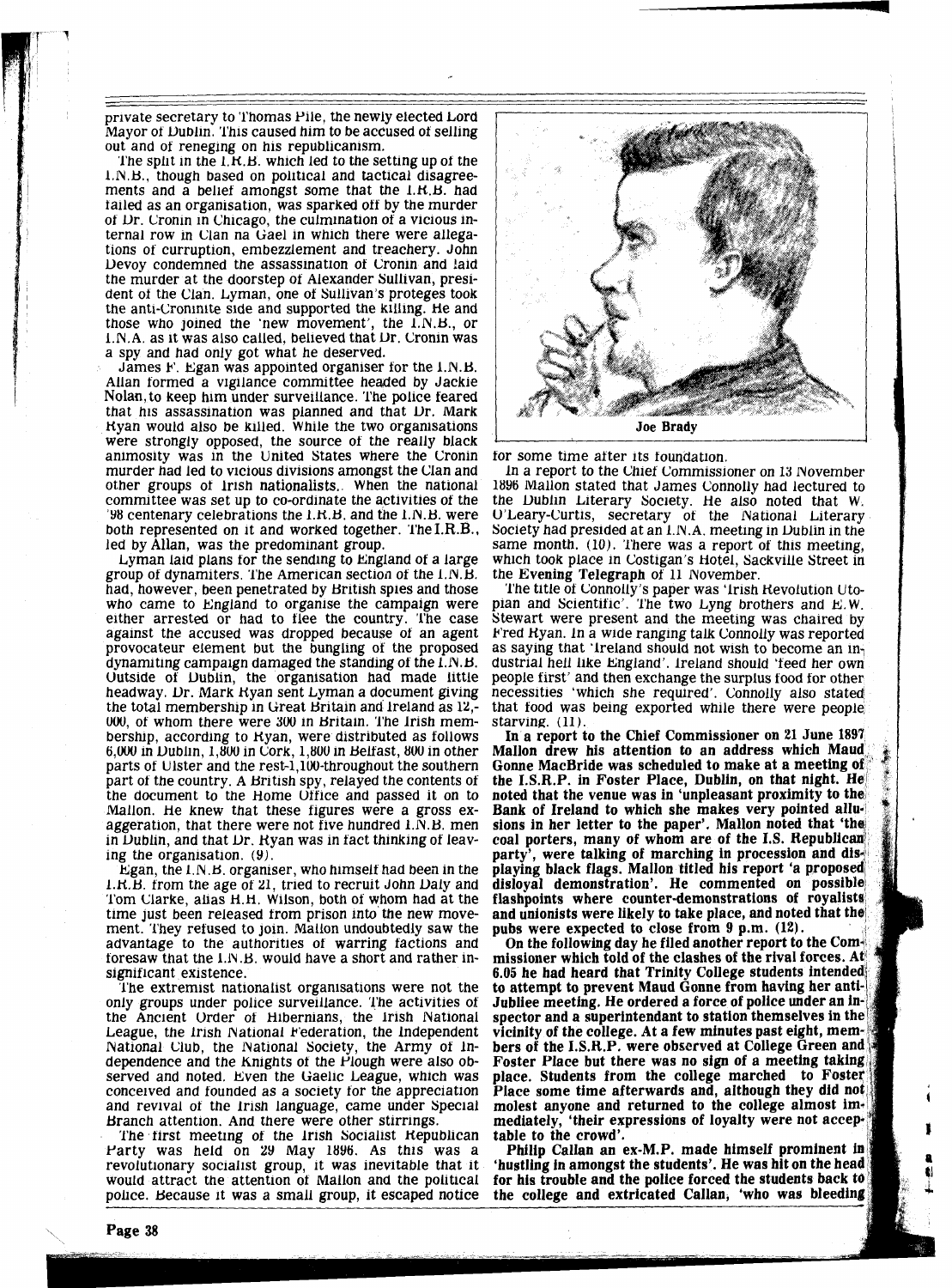private secretary to Thomas Pile, the newly elected Lord Mayor of Dublin. This caused him to be accused of selling out and of reneging on his republicanism.

The split in the I.R.B. which led to the setting up of the I.N.B., though based on political and tactical disagreements and a belief amongst some that the I.R.B. had failed as an organisation, was sparked off by the murder of Dr. Cronin in Chicago, the culmination of a vicious internal row in Clan na Gael in which there were allegations of curruption, embezzlement and treachery. John Devoy condemned the assassination of Cronin and laid the murder at the doorstep of Alexander Sullivan, president of the Clan. Lyman, one of Sullivan's proteges took the anti-Croninite side and supported the killing. He and those who joined the 'new movement', the I.N.B., or I.N.A. as it was also called, believed that Dr. Cronin was a spy and had only got what he deserved.

James F. Egan was appointed organiser for the I.N.B. Allan formed a vigilance committee headed by Jackie Nolan, to keep him under surveillance. The police feared that his assassination was planned and that Dr. Mark Ryan would also be killed. While the two organisations were strongly opposed, the source of the really black animosity was in the United States where the Cronin murder had led to vicious divisions amongst the Clan and other groups of Irish nationalists. When the national committee was set up to co-ordinate the activities of the '98 centenary celebrations the I.R.B. and the I.N.B. were both represented on it and worked together. The I.R.B., led by Allan, was the predominant group.

Lyman laid plans for the sending to England of a large group of dynamiters. The American section of the I.N.B. had, however, been penetrated by British spies and those who came to England to organise the campaign were either arrested or had to flee the country. The case against the accused was dropped because of an agent provocateur element but the bungling of the proposed dynamiting campaign damaged the standing of the I.N.B. Outside of Dublin, the organisation had made little headway. Dr. Mark Ryan sent Lyman a document giving the total membership in Great Britain and Ireland as 12,000, of whom there were 300 in Britain. The Irish membership, according to Ryan, were distributed as follows 6,000 in Dublin, 1,800 in Cork, 1,800 in Belfast, 800 in other parts of Ulster and the rest-1,100-throughout the southern part of the country. A British spy, relayed the contents of the document to the Home Office and passed it on to Mallon. He knew that these figures were a gross exaggeration, that there were not five hundred I.N.B. men in Dublin, and that Dr. Ryan was in fact thinking of leaving the organisation. (9).

Egan, the I.N.B. organiser, who himself had been in the I.R.B. from the age of 21, tried to recruit John Daly and Tom Clarke, alias H.H. Wilson, both of whom had at the time just been released from prison into the new movement. They refused to join. Mallon undoubtedly saw the advantage to the authorities of warring factions and foresaw that the I.N.B. would have a short and rather insignificant existence.

The extremist nationalist organisations were not the only groups under police surveillance. The activities of the Ancient Order of Hibernians, the Irish National League, the Irish National Federation, the Independent National Club, the National Society, the Army of Independence and the Knights of the Plough were also observed and noted. Even the Gaelic League, which was conceived and founded as a society for the appreciation and revival of the Irish language, came under Special Branch attention. And there were other stirrings.

The first meeting of the Irish Socialist Republican Party was held on 29 May 1896. As this was a revolutionary socialist group, it was inevitable that it would attract the attention of Mallon and the political police. Because it was a small group, it escaped notice for some time after its foundation.

Joe Brady

In a report to the Chief Commissioner on 13 November 1896 Mallon stated that James Connolly had lectured to the Dublin Literary Society. He also noted that W. O'Leary-Curtis, secretary of the National Literary Society had presided at an I.N.A. meeting in Dublin in the same month. (10). There was a report of this meeting, which took place in Costigan's Hotel, Sackville Street in the Evening Telegraph of 11 November.

The title of Connolly's paper was 'Irish Revolution Utopian and Scientific'. The two Lyng brothers and E.W. Stewart were present and the meeting was chaired by Fred Ryan. In a wide ranging talk Connolly was reported as saying that 'Ireland should not wish to become an industrial hell like England'. Ireland should 'feed her own people first' and then exchange the surplus food for other necessities 'which she required'. Connolly also stated that food was being exported while there were people starving. (11).

**In a report to the Chief Commissioner on 21 June 1897 Mallon drew his attention to an address which Maud Gonne MacBride was scheduled to make at a meeting of the I.S.R.P. in Foster Place, Dublin, on that night. He noted that the venue was in 'unpleasant proximity to the Bank of Ireland to which she makes very pointed allusions in her letter to the paper'. Mallon noted that 'the coal porters, many of whom are of the I.S. Republican party', were talking of marching in procession and displaying black flags. Mallon titled his report 'a proposed disloyal demonstration'. He commented on possible flashpoints where counter-demonstrations of royalists and unionists were likely to take place, and noted that the pubs were expected to close from 9 p.m. (12).**

**On the following day he filed another report to the Commissioner which told of the clashes of the rival forces. At 6.05 he had heard that Trinity College students intended to attempt to prevent Maud Gonne from having her anti-Jubilee meeting. He ordered a force of police under an inspector and a superintendent to station themselves in the vicinity of the college. At a few minutes past eight, members of the I.S.R.P. were observed at College Green and Foster Place but there was no sign of a meeting taking place. Students from the college marched to Foster Place some time afterwards and, although they did not molest anyone and returned to the college almost immediately, 'their expressions of loyalty were not acceptable to the crowd'.**

**Philip Callan an ex-M.P. made himself prominent in 'hustling in amongst the students'. He was hit on the head for his trouble and the police forced the students back to the college and extricated Callan, 'who was bleeding**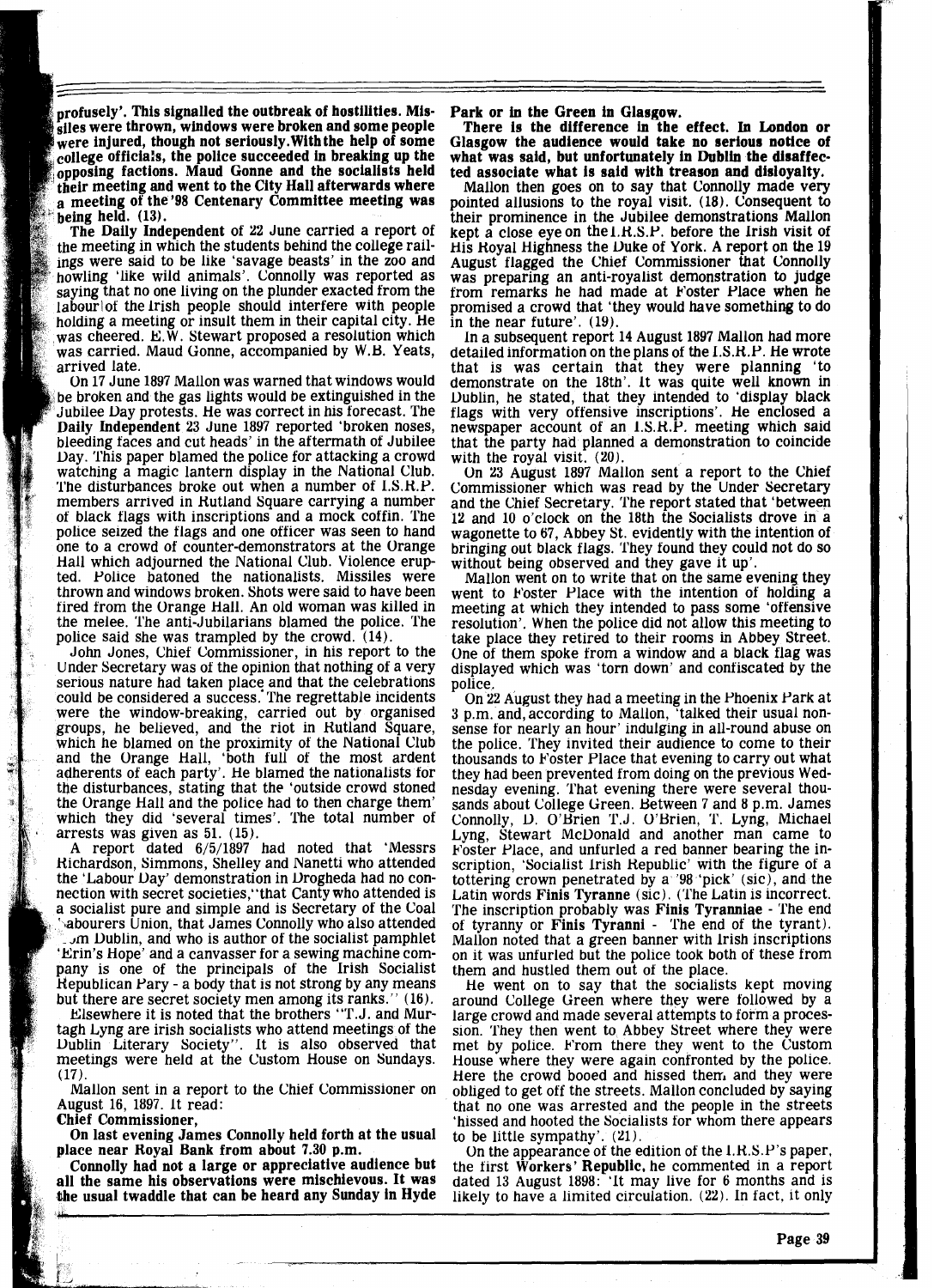profusely'. This signalled the outbreak of hostilities. Missiles were thrown, windows were broken and some people were injured, though not seriously. With the help of some college officials, the police succeeded in breaking up the opposing factions. Maud Gonne and the socialists held their meeting and went to the City Hall afterwards where a meeting of the '98 Centenary Committee meeting was being held. (13).

The Daily Independent of 22 June carried a report of the meeting in which the students behind the college railings were said to be like 'savage beasts' in the zoo and howling 'like wild animals'. Connolly was reported as saying that no one living on the plunder exacted from the labour of the Irish people should interfere with people holding a meeting or insult them in their capital city. He was cheered. E.W. Stewart proposed a resolution which was carried. Maud Gonne, accompanied by W.B. Yeats, arrived late.

On 17 June 1897 Mallon was warned that windows would be broken and the gas lights would be extinguished in the Jubilee Day protests. He was correct in his forecast. The Daily Independent 23 June 1897 reported 'broken noses, bleeding faces and cut heads' in the aftermath of Jubilee Day. This paper blamed the police for attacking a crowd watching a magic lantern display in the National Club. The disturbances broke out when a number of I.S.R.P. members arrived in Rutland Square carrying a number of black flags with inscriptions and a mock coffin. The police seized the flags and one officer was seen to hand one to a crowd of counter-demonstrators at the Orange Hall which adjourned the National Club. Violence erupted. Police batoned the nationalists. Missiles were thrown and windows broken. Shots were said to have been fired from the Orange Hall. An old woman was killed in the melee. The anti-Jubilarians blamed the police. The police said she was trampled by the crowd. (14).

John Jones, Chief Commissioner, in his report to the Under Secretary was of the opinion that nothing of a very serious nature had taken place and that the celebrations could be considered a success. The regrettable incidents were the window-breaking, carried out by organised groups, he believed, and the riot in Rutland Square, which he blamed on the proximity of the National Club and the Orange Hall, 'both full of the most ardent adherents of each party'. He blamed the nationalists for the disturbances, stating that the 'outside crowd stoned the Orange Hall and the police had to then charge them' which they did 'several times'. The total number of arrests was given as 51. (15).

A report dated 6/5/1897 had noted that 'Messrs Richardson, Simmons, Shelley and Nanetti who attended the 'Labour Day' demonstration in Drogheda had no connection with secret societies, "that Canty who attended is a socialist pure and simple and is Secretary of the Coal Labourers Union, that James Connolly who also attended from Dublin, and who is author of the socialist pamphlet 'Erin's Hope' and a canvasser for a sewing machine company is one of the principals of the Irish Socialist Republican Pary - a body that is not strong by any means but there are secret society men among its ranks." (16).

Elsewhere it is noted that the brothers "T.J. and Murtagh Lyng are irish socialists who attend meetings of the Dublin Literary Society". It is also observed that meetings were held at the Custom House on Sundays. (17).

Mallon sent in a report to the Chief Commissioner on August 16, 1897. It read:

**Chief Commissioner,**

**On last evening James Connolly held forth at the usual place near Royal Bank from about 7.30 p.m.**

**Connolly had not a large or appreciative audience but all the same his observations were mischievous. It was the usual twaddle that can be heard any Sunday in Hyde Park or in the Green in Glasgow.**

**There is the difference in the effect. In London or Glasgow the audience would take no serious notice of what was said, but unfortunately in Dublin the disaffected associate what is said with treason and disloyalty.**

Mallon then goes on to say that Connolly made very pointed allusions to the royal visit. (18). Consequent to their prominence in the Jubilee demonstrations Mallon kept a close eye on the I.R.S.P. before the Irish visit of His Royal Highness the Duke of York. A report on the 19 August flagged the Chief Commissioner that Connolly was preparing an anti-royalist demonstration to judge from remarks he had made at Foster Place when he promised a crowd that 'they would have something to do in the near future'. (19).

In a subsequent report 14 August 1897 Mallon had more detailed information on the plans of the I.S.R.P. He wrote that is was certain that they were planning 'to demonstrate on the 18th'. It was quite well known in Dublin, he stated, that they intended to 'display black flags with very offensive inscriptions'. He enclosed a newspaper account of an I.S.R.P. meeting which said that the party had planned a demonstration to coincide with the royal visit. (20).

On 23 August 1897 Mallon sent a report to the Chief Commissioner which was read by the Under Secretary and the Chief Secretary. The report stated that 'between 12 and 10 o'clock on the 18th the Socialists drove in a wagonette to 67, Abbey St. evidently with the intention of bringing out black flags. They found they could not do so without being observed and they gave it up'.

Mallon went on to write that on the same evening they went to Foster Place with the intention of holding a meeting at which they intended to pass some 'offensive resolution'. When the police did not allow this meeting to take place they retired to their rooms in Abbey Street. One of them spoke from a window and a black flag was displayed which was 'torn down' and confiscated by the police.

On 22 August they had a meeting in the Phoenix Park at 3 p.m. and, according to Mallon, 'talked their usual nonsense for nearly an hour' indulging in all-round abuse on the police. They invited their audience to come to their thousands to Foster Place that evening to carry out what they had been prevented from doing on the previous Wednesday evening. That evening there were several thousands about College Green. Between 7 and 8 p.m. James Connolly, D. O'Brien T.J. O'Brien, T. Lyng, Michael Lyng, Stewart McDonald and another man came to Foster Place, and unfurled a red banner bearing the inscription, 'Socialist Irish Republic' with the figure of a tottering crown penetrated by a '98 'pick' (sic), and the Latin words **Finis Tyranne** (sic). (The Latin is incorrect. The inscription probably was **Finis Tyranniae** - The end of tyranny or **Finis Tyranni** - The end of the tyrant). Mallon noted that a green banner with Irish inscriptions on it was unfurled but the police took both of these from them and hustled them out of the place.

He went on to say that the socialists kept moving around College Green where they were followed by a large crowd and made several attempts to form a procession. They then went to Abbey Street where they were met by police. From there they went to the Custom House where they were again confronted by the police. Here the crowd booed and hissed them and they were obliged to get off the streets. Mallon concluded by saying that no one was arrested and the people in the streets 'hissed and hooted the Socialists for whom there appears to be little sympathy'. (21).

On the appearance of the edition of the I.R.S.P's paper, the first **Workers' Republic**, he commented in a report dated 13 August 1898: 'It may live for 6 months and is likely to have a limited circulation. (22). In fact, it only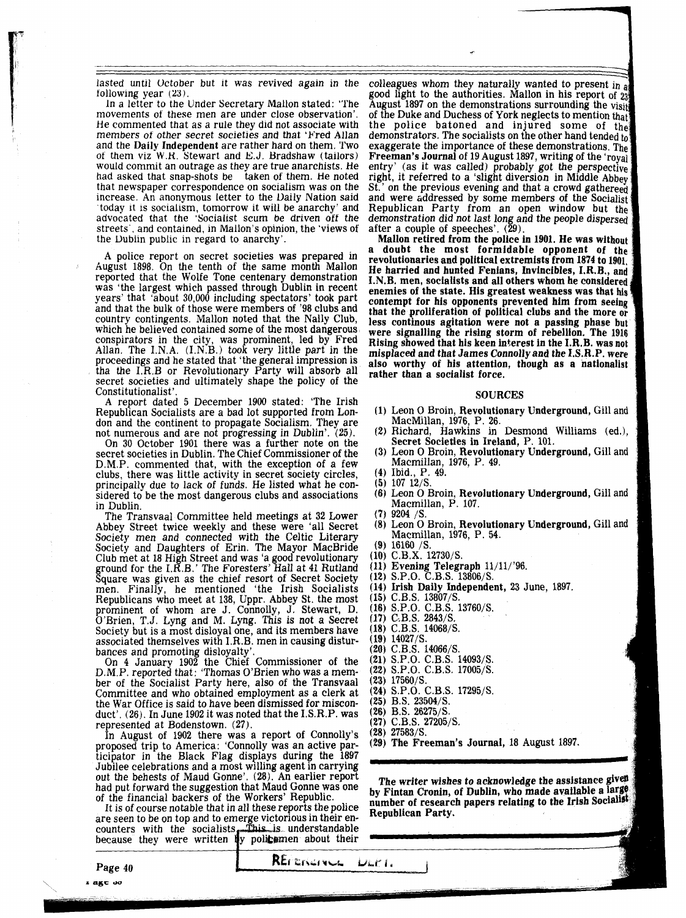lasted until October but it was revived again in the following year (23).

In a letter to the Under Secretary Mallon stated: "The movements of these men are under close observation'. He commented that as a rule they did not associate with members of other secret societies and that 'Fred Allan and the **Daily Independent** are rather hard on them. Two of them viz W.R. Stewart and E.J. Bradshaw (tailors) would commit an outrage as they are true anarchists. He had asked that snap-shots be taken of them. He noted that newspaper correspondence on socialism was on the increase. An anonymous letter to the Daily Nation said 'today it is socialism, tomorrow it will be anarchy' and advocated that the 'Socialist scum be driven off the streets', and contained, in Mallon's opinion, the 'views of the Dublin public in regard to anarchy'.

A police report on secret societies was prepared in August 1898. On the tenth of the same month Mallon reported that the Wolfe Tone centenary demonstration was 'the largest which passed through Dublin in recent years' that 'about 30,000 including spectators' took part and that the bulk of those were members of '98 clubs and country contingents. Mallon noted that the Nally Club, which he believed contained some of the most dangerous conspirators in the city, was prominent, led by Fred Allan. The I.N.A. (I.N.B.) took very little part in the proceedings and he stated that 'the general impression is tha the I.R.B or Revolutionary Party will absorb all secret societies and ultimately shape the policy of the Constitutionalist'.

A report dated 5 December 1900 stated: 'The Irish Republican Socialists are a bad lot supported from London and the continent to propagate Socialism. They are not numerous and are not progressing in Dublin'. (25).

On 30 October 1901 there was a further note on the secret societies in Dublin. The Chief Commissioner of the D.M.P. commented that, with the exception of a few clubs, there was little activity in secret society circles, principally due to lack of funds. He listed what he considered to be the most dangerous clubs and associations in Dublin.

The Transvaal Committee held meetings at 32 Lower Abbey Street twice weekly and these were 'all Secret Society men and connected with the Celtic Literary Society and Daughters of Erin. The Mayor MacBride Club met at 18 High Street and was 'a good revolutionary ground for the I.R.B.' The Foresters' Hall at 41 Rutland Square was given as the chief resort of Secret Society men. Finally, he mentioned 'the Irish Socialists Republicans who meet at 138, Uppr. Abbey St. the most prominent of whom are J. Connolly, J. Stewart, D. O'Brien, T.J. Lyng and M. Lyng. This is not a Secret Society but is a most disloyal one, and its members have associated themselves with I.R.B. men in causing disturbances and promoting disloyalty'.

On 4 January 1902 the Chief Commissioner of the D.M.P. reported that: 'Thomas O'Brien who was a member of the Socialist Party here, also of the Transvaal Committee and who obtained employment as a clerk at the War Office is said to have been dismissed for misconduct'. (26). In June 1902 it was noted that the I.S.R.P. was represented at Bodenstown. (27).

In August of 1902 there was a report of Connolly's proposed trip to America: 'Connolly was an active participator in the Black Flag displays during the 1897 Jubilee celebrations and a most willing agent in carrying out the behests of Maud Gonne'. (28). An earlier report had put forward the suggestion that Maud Gonne was one of the financial backers of the Workers' Republic.

It is of course notable that in all these reports the police are seen to be on top and to emerge victorious in their encounters with the socialists. This is understandable because they were written by policemen about their colleagues whom they naturally wanted to present in a good light to the authorities. Mallon in his report of 23 August 1897 on the demonstrations surrounding the visit of the Duke and Duchess of York neglects to mention that the police batoned and injured some of the demonstrators. The socialists on the other hand tended to exaggerate the importance of these demonstrations. The **Freeman's Journal** of 19 August 1897, writing of the 'royal entry' (as it was called) probably got the perspective right, it referred to a 'slight diversion in Middle Abbey St.' on the previous evening and that a crowd gathereed and were addressed by some members of the Socialist Republican Party from an open window but the demonstration did not last long and the people dispersed after a couple of speeches'. (29).

**Mallon retired from the police in 1901. He was without a doubt the most formidable opponent of the revolutionaries and political extremists from 1874 to 1901. He harried and hunted Fenians, Invincibles, I.R.B., and I.N.B. men, socialists and all others whom he considered enemies of the state. His greatest weakness was that his contempt for his opponents prevented him from seeing that the proliferation of political clubs and the more or less continous agitation were not a passing phase but were signalling the rising storm of rebellion. The 1916 Rising showed that his keen interest in the I.R.B. was not misplaced and that James Connolly and the I.S.R.P. were also worthy of his attention, though as a nationalist rather than a socialist force.**

## SOURCES

(1) Leon O Broin, **Revolutionary Underground**, Gill and MacMillan, 1976, P. 26.
(2) Richard, Hawkins in Desmond Williams (ed.), **Secret Societies in Ireland**, P. 101.
(3) Leon O Broin, **Revolutionary Underground**, Gill and Macmillan, 1976, P. 49.
(4) Ibid., P. 49.
(5) 107 12/S.
(6) Leon O Broin, **Revolutionary Underground**, Gill and Macmillan, P. 107.
(7) 9204 /S.
(8) Leon O Broin, **Revolutionary Underground**, Gill and Macmillan, 1976, P. 54.
(9) 16160 /S.
(10) C.B.X. 12730/S.
(11) **Evening Telegraph** 11/11/'96.
(12) S.P.O. C.B.S. 13806/S.
(14) **Irish Daily Independent**, 23 June, 1897.
(15) C.B.S. 13807/S.
(16) S.P.O. C.B.S. 13760/S.
(17) C.B.S. 2843/S.
(18) C.B.S. 14068/S.
(19) 14027/S.
(20) C.B.S. 14066/S.
(21) S.P.O. C.B.S. 14093/S.
(22) S.P.O. C.B.S. 17005/S.
(23) 17560/S.
(24) S.P.O. C.B.S. 17295/S.
(25) B.S. 23504/S.
(26) B.S. 26275/S.
(27) C.B.S. 27205/S.
(28) 27583/S.
(29) **The Freeman's Journal**, 18 August 1897.

***The writer wishes to acknowledge the assistance given by Fintan Cronin, of Dublin, who made available a large number of research papers relating to the Irish Socialist Republican Party.***